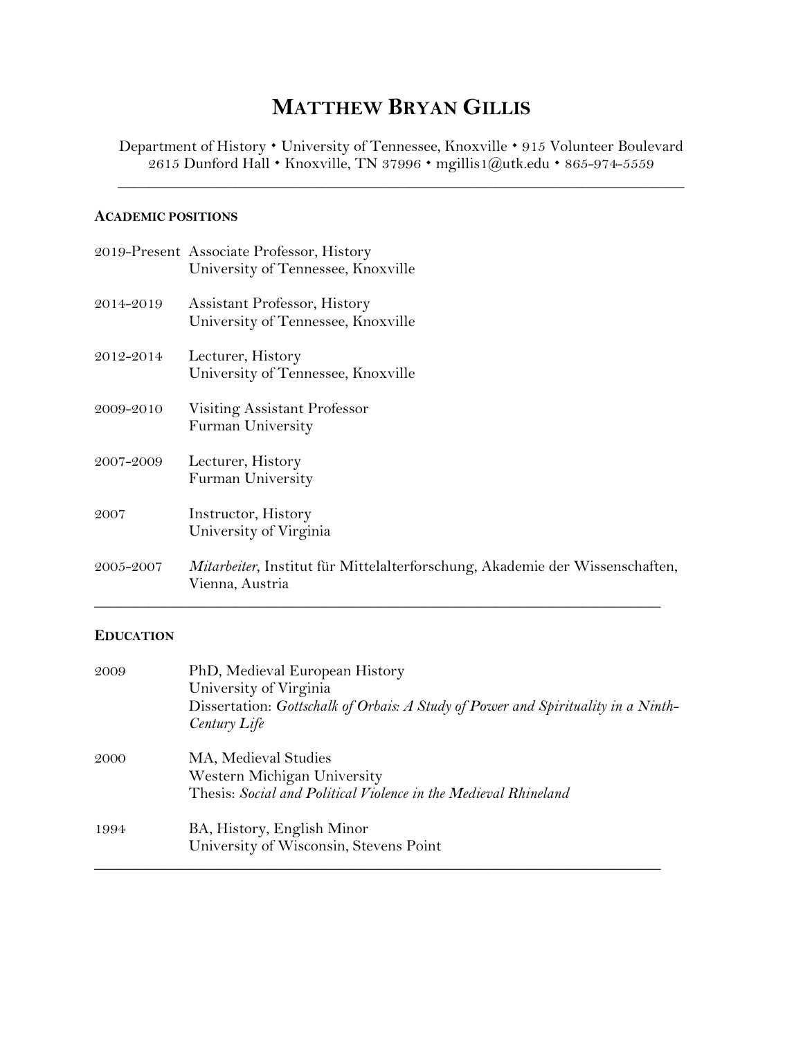# MATTHEW BRYAN GILLIS

Department of History • University of Tennessee, Knoxville • 915 Volunteer Boulevard
2615 Dunford Hall • Knoxville, TN 37996 • mgillis1@utk.edu • 865-974-5559

---

## ACADEMIC POSITIONS

2019-Present Associate Professor, History
University of Tennessee, Knoxville

2014-2019 Assistant Professor, History
University of Tennessee, Knoxville

2012-2014 Lecturer, History
University of Tennessee, Knoxville

2009-2010 Visiting Assistant Professor
Furman University

2007-2009 Lecturer, History
Furman University

2007 Instructor, History
University of Virginia

2005-2007 *Mitarbeiter*, Institut für Mittelalterforschung, Akademie der Wissenschaften, Vienna, Austria

---

## EDUCATION

2009 PhD, Medieval European History
University of Virginia
Dissertation: *Gottschalk of Orbais: A Study of Power and Spirituality in a Ninth-Century Life*

2000 MA, Medieval Studies
Western Michigan University
Thesis: *Social and Political Violence in the Medieval Rhineland*

1994 BA, History, English Minor
University of Wisconsin, Stevens Point

---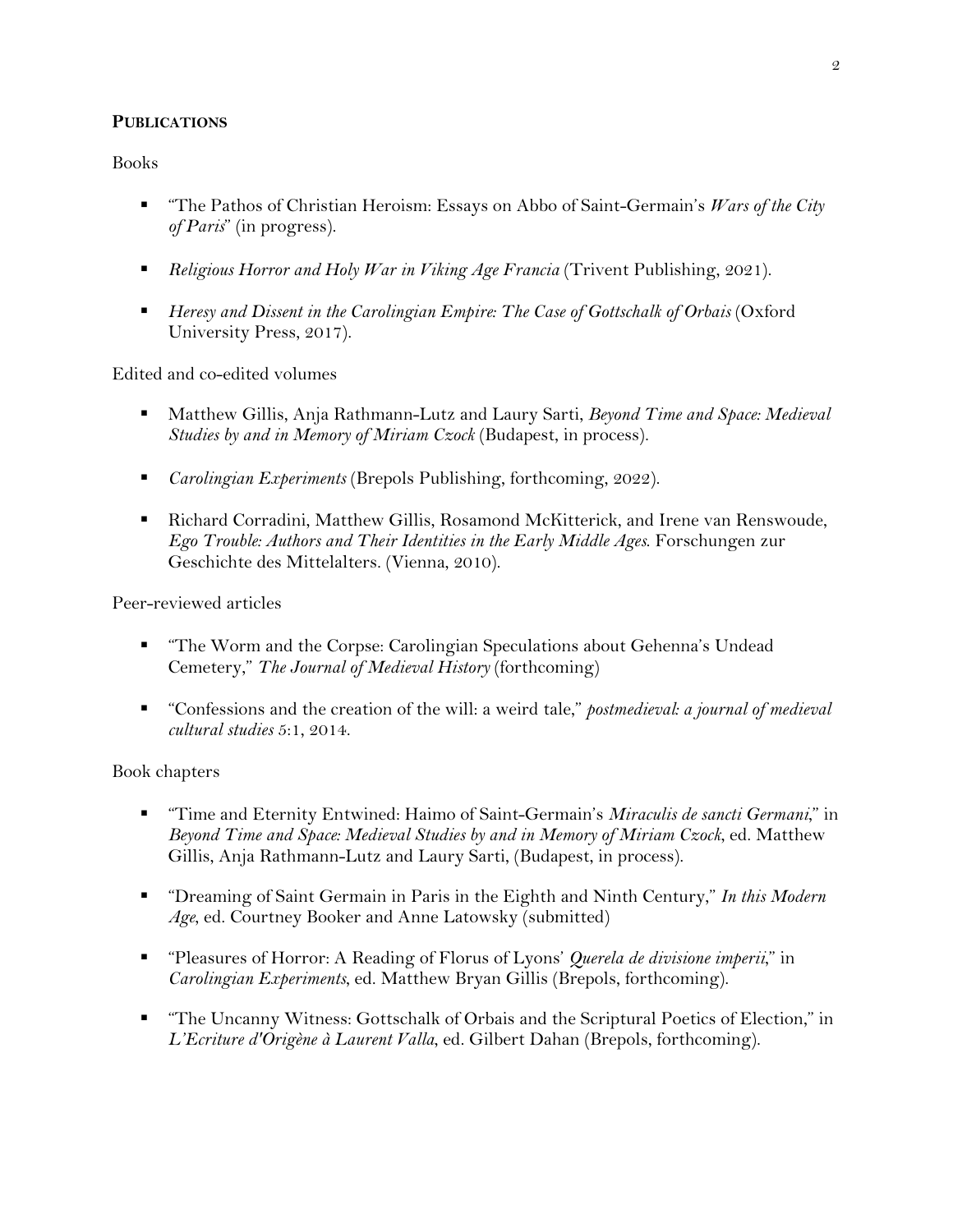## **PUBLICATIONS**

Books

- "The Pathos of Christian Heroism: Essays on Abbo of Saint-Germain's *Wars of the City of Paris*" (in progress).
- *Religious Horror and Holy War in Viking Age Francia* (Trivent Publishing, 2021).
- *Heresy and Dissent in the Carolingian Empire: The Case of Gottschalk of Orbais* (Oxford University Press, 2017).

Edited and co-edited volumes

- Matthew Gillis, Anja Rathmann-Lutz and Laury Sarti, *Beyond Time and Space: Medieval Studies by and in Memory of Miriam Czock* (Budapest, in process).
- *Carolingian Experiments* (Brepols Publishing, forthcoming, 2022).
- Richard Corradini, Matthew Gillis, Rosamond McKitterick, and Irene van Renswoude, *Ego Trouble: Authors and Their Identities in the Early Middle Ages*. Forschungen zur Geschichte des Mittelalters. (Vienna, 2010).

Peer-reviewed articles

- "The Worm and the Corpse: Carolingian Speculations about Gehenna's Undead Cemetery," *The Journal of Medieval History* (forthcoming)
- "Confessions and the creation of the will: a weird tale," *postmedieval: a journal of medieval cultural studies* 5:1, 2014.

Book chapters

- "Time and Eternity Entwined: Haimo of Saint-Germain's *Miraculis de sancti Germani*," in *Beyond Time and Space: Medieval Studies by and in Memory of Miriam Czock*, ed. Matthew Gillis, Anja Rathmann-Lutz and Laury Sarti, (Budapest, in process).
- "Dreaming of Saint Germain in Paris in the Eighth and Ninth Century," *In this Modern Age*, ed. Courtney Booker and Anne Latowsky (submitted)
- "Pleasures of Horror: A Reading of Florus of Lyons' *Querela de divisione imperii*," in *Carolingian Experiments*, ed. Matthew Bryan Gillis (Brepols, forthcoming).
- "The Uncanny Witness: Gottschalk of Orbais and the Scriptural Poetics of Election," in *L'Ecriture d'Origène à Laurent Valla*, ed. Gilbert Dahan (Brepols, forthcoming).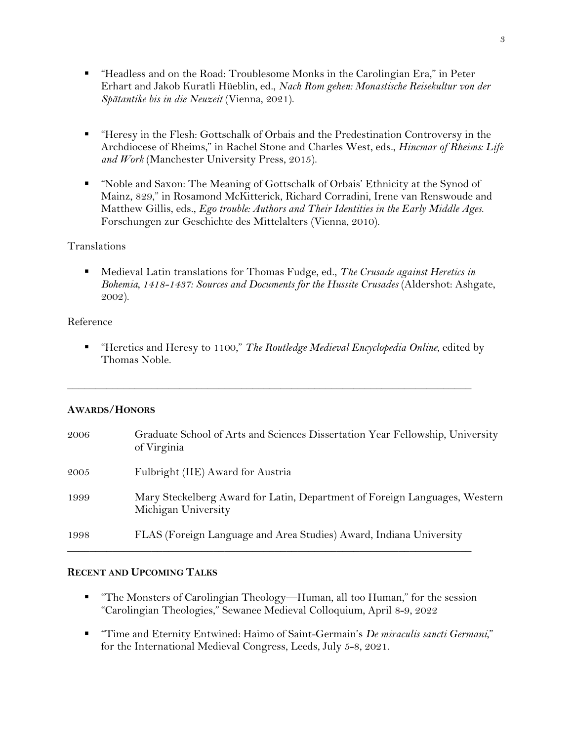- "Headless and on the Road: Troublesome Monks in the Carolingian Era," in Peter Erhart and Jakob Kuratli Hüeblin, ed., *Nach Rom gehen: Monastische Reisekultur von der Spätantike bis in die Neuzeit* (Vienna, 2021).

- "Heresy in the Flesh: Gottschalk of Orbais and the Predestination Controversy in the Archdiocese of Rheims," in Rachel Stone and Charles West, eds., *Hincmar of Rheims: Life and Work* (Manchester University Press, 2015).

- "Noble and Saxon: The Meaning of Gottschalk of Orbais' Ethnicity at the Synod of Mainz, 829," in Rosamond McKitterick, Richard Corradini, Irene van Renswoude and Matthew Gillis, eds., *Ego trouble: Authors and Their Identities in the Early Middle Ages.* Forschungen zur Geschichte des Mittelalters (Vienna, 2010).

Translations

- Medieval Latin translations for Thomas Fudge, ed., *The Crusade against Heretics in Bohemia, 1418-1437: Sources and Documents for the Hussite Crusades* (Aldershot: Ashgate, 2002).

Reference

- "Heretics and Heresy to 1100," *The Routledge Medieval Encyclopedia Online*, edited by Thomas Noble.

---

## AWARDS/HONORS

| | |
|---|---|
| 2006 | Graduate School of Arts and Sciences Dissertation Year Fellowship, University of Virginia |
| 2005 | Fulbright (IIE) Award for Austria |
| 1999 | Mary Steckelberg Award for Latin, Department of Foreign Languages, Western Michigan University |
| 1998 | FLAS (Foreign Language and Area Studies) Award, Indiana University |

---

## RECENT AND UPCOMING TALKS

- "The Monsters of Carolingian Theology—Human, all too Human," for the session "Carolingian Theologies," Sewanee Medieval Colloquium, April 8-9, 2022

- "Time and Eternity Entwined: Haimo of Saint-Germain's *De miraculis sancti Germani*," for the International Medieval Congress, Leeds, July 5-8, 2021.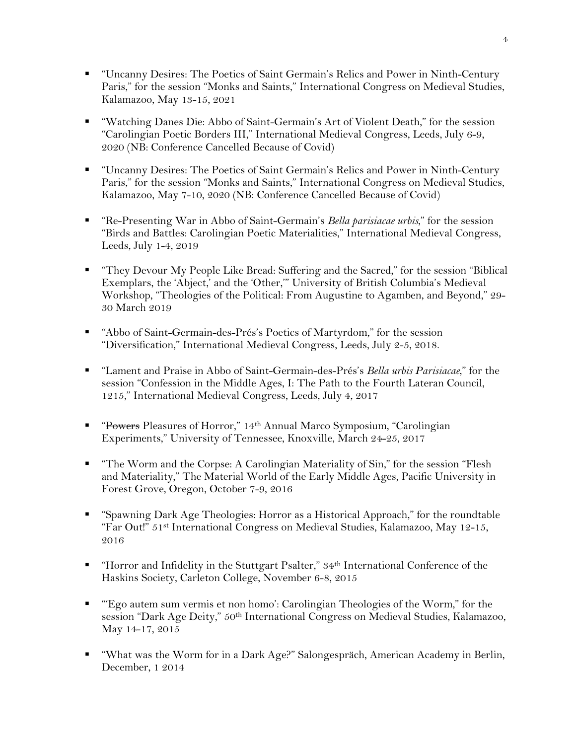- "Uncanny Desires: The Poetics of Saint Germain's Relics and Power in Ninth-Century Paris," for the session "Monks and Saints," International Congress on Medieval Studies, Kalamazoo, May 13-15, 2021

- "Watching Danes Die: Abbo of Saint-Germain's Art of Violent Death," for the session "Carolingian Poetic Borders III," International Medieval Congress, Leeds, July 6-9, 2020 (NB: Conference Cancelled Because of Covid)

- "Uncanny Desires: The Poetics of Saint Germain's Relics and Power in Ninth-Century Paris," for the session "Monks and Saints," International Congress on Medieval Studies, Kalamazoo, May 7-10, 2020 (NB: Conference Cancelled Because of Covid)

- "Re-Presenting War in Abbo of Saint-Germain's *Bella parisiacae urbis*," for the session "Birds and Battles: Carolingian Poetic Materialities," International Medieval Congress, Leeds, July 1-4, 2019

- "They Devour My People Like Bread: Suffering and the Sacred," for the session "Biblical Exemplars, the 'Abject,' and the 'Other,'" University of British Columbia's Medieval Workshop, "Theologies of the Political: From Augustine to Agamben, and Beyond," 29-30 March 2019

- "Abbo of Saint-Germain-des-Prés's Poetics of Martyrdom," for the session "Diversification," International Medieval Congress, Leeds, July 2-5, 2018.

- "Lament and Praise in Abbo of Saint-Germain-des-Prés's *Bella urbis Parisiacae*," for the session "Confession in the Middle Ages, I: The Path to the Fourth Lateran Council, 1215," International Medieval Congress, Leeds, July 4, 2017

- "~~Powers~~ Pleasures of Horror," 14th Annual Marco Symposium, "Carolingian Experiments," University of Tennessee, Knoxville, March 24-25, 2017

- "The Worm and the Corpse: A Carolingian Materiality of Sin," for the session "Flesh and Materiality," The Material World of the Early Middle Ages, Pacific University in Forest Grove, Oregon, October 7-9, 2016

- "Spawning Dark Age Theologies: Horror as a Historical Approach," for the roundtable "Far Out!" 51st International Congress on Medieval Studies, Kalamazoo, May 12-15, 2016

- "Horror and Infidelity in the Stuttgart Psalter," 34th International Conference of the Haskins Society, Carleton College, November 6-8, 2015

- "'Ego autem sum vermis et non homo': Carolingian Theologies of the Worm," for the session "Dark Age Deity," 50th International Congress on Medieval Studies, Kalamazoo, May 14-17, 2015

- "What was the Worm for in a Dark Age?" Salongespräch, American Academy in Berlin, December, 1 2014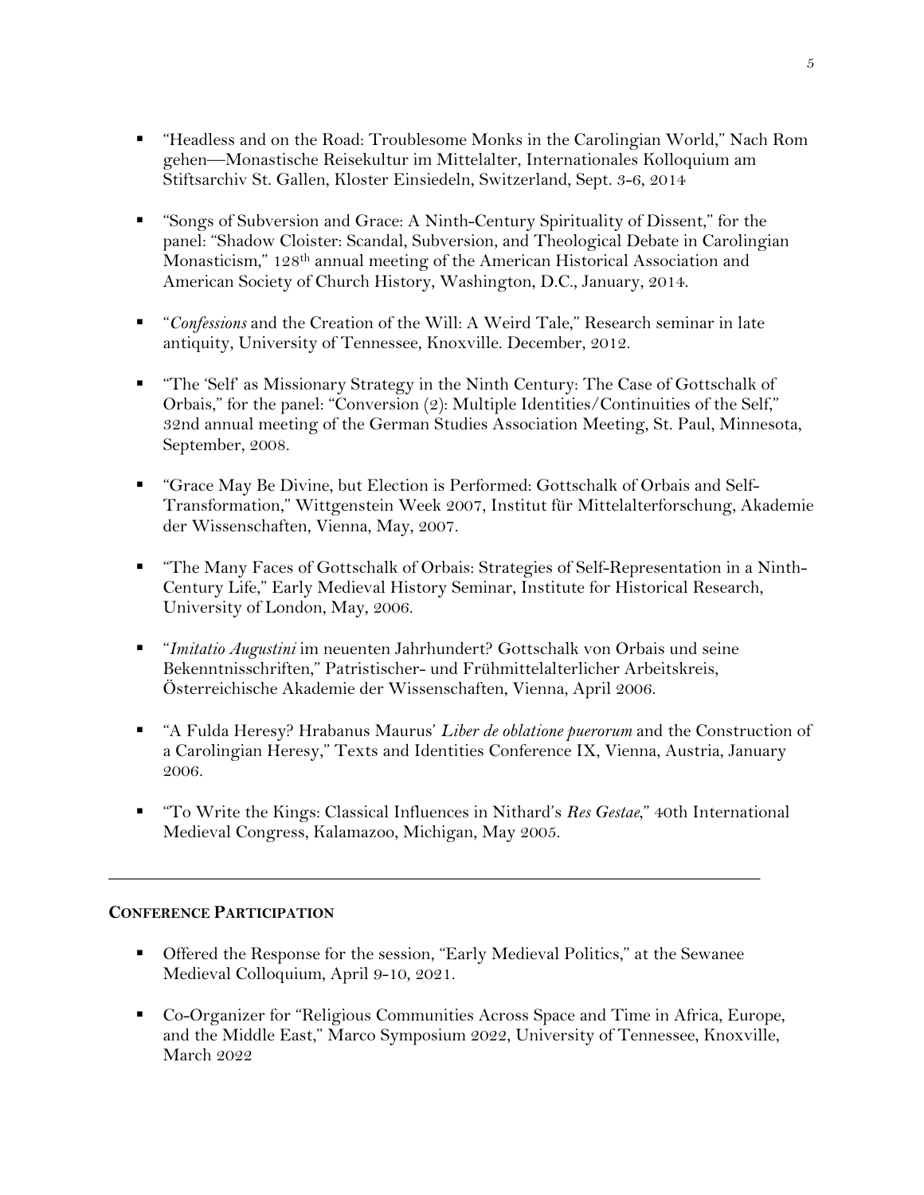- "Headless and on the Road: Troublesome Monks in the Carolingian World," Nach Rom gehen—Monastische Reisekultur im Mittelalter, Internationales Kolloquium am Stiftsarchiv St. Gallen, Kloster Einsiedeln, Switzerland, Sept. 3-6, 2014

- "Songs of Subversion and Grace: A Ninth-Century Spirituality of Dissent," for the panel: "Shadow Cloister: Scandal, Subversion, and Theological Debate in Carolingian Monasticism," 128th annual meeting of the American Historical Association and American Society of Church History, Washington, D.C., January, 2014.

- "*Confessions* and the Creation of the Will: A Weird Tale," Research seminar in late antiquity, University of Tennessee, Knoxville. December, 2012.

- "The 'Self' as Missionary Strategy in the Ninth Century: The Case of Gottschalk of Orbais," for the panel: "Conversion (2): Multiple Identities/Continuities of the Self," 32nd annual meeting of the German Studies Association Meeting, St. Paul, Minnesota, September, 2008.

- "Grace May Be Divine, but Election is Performed: Gottschalk of Orbais and Self-Transformation," Wittgenstein Week 2007, Institut für Mittelalterforschung, Akademie der Wissenschaften, Vienna, May, 2007.

- "The Many Faces of Gottschalk of Orbais: Strategies of Self-Representation in a Ninth-Century Life," Early Medieval History Seminar, Institute for Historical Research, University of London, May, 2006.

- "*Imitatio Augustini* im neuenten Jahrhundert? Gottschalk von Orbais und seine Bekenntnisschriften," Patristischer- und Frühmittelalterlicher Arbeitskreis, Österreichische Akademie der Wissenschaften, Vienna, April 2006.

- "A Fulda Heresy? Hrabanus Maurus' *Liber de oblatione puerorum* and the Construction of a Carolingian Heresy," Texts and Identities Conference IX, Vienna, Austria, January 2006.

- "To Write the Kings: Classical Influences in Nithard's *Res Gestae*," 40th International Medieval Congress, Kalamazoo, Michigan, May 2005.

---

**CONFERENCE PARTICIPATION**

- Offered the Response for the session, "Early Medieval Politics," at the Sewanee Medieval Colloquium, April 9-10, 2021.

- Co-Organizer for "Religious Communities Across Space and Time in Africa, Europe, and the Middle East," Marco Symposium 2022, University of Tennessee, Knoxville, March 2022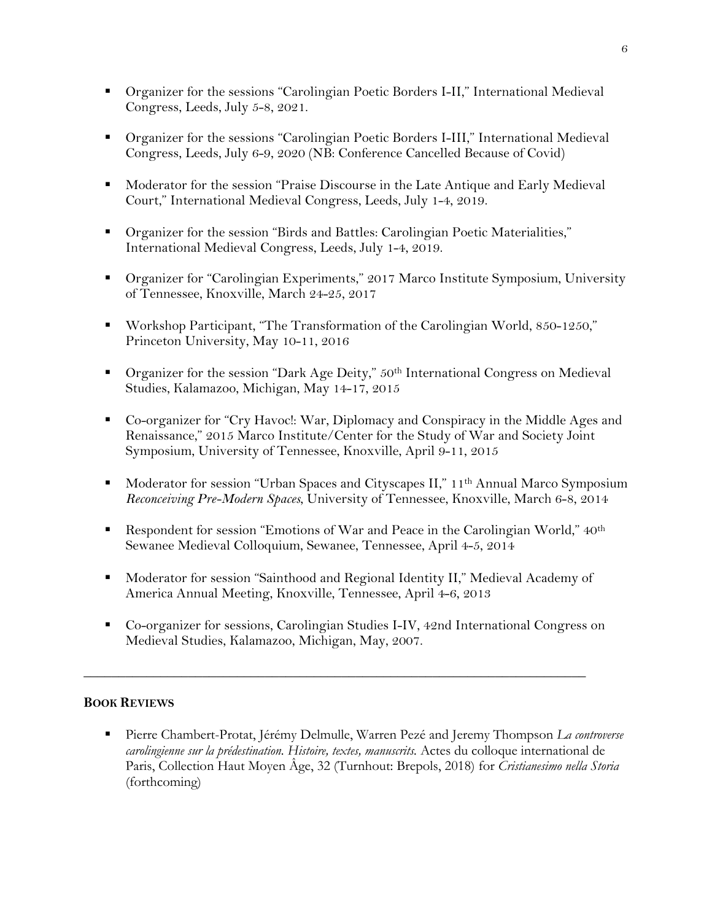- Organizer for the sessions "Carolingian Poetic Borders I-II," International Medieval Congress, Leeds, July 5-8, 2021.

- Organizer for the sessions "Carolingian Poetic Borders I-III," International Medieval Congress, Leeds, July 6-9, 2020 (NB: Conference Cancelled Because of Covid)

- Moderator for the session "Praise Discourse in the Late Antique and Early Medieval Court," International Medieval Congress, Leeds, July 1-4, 2019.

- Organizer for the session "Birds and Battles: Carolingian Poetic Materialities," International Medieval Congress, Leeds, July 1-4, 2019.

- Organizer for "Carolingian Experiments," 2017 Marco Institute Symposium, University of Tennessee, Knoxville, March 24-25, 2017

- Workshop Participant, "The Transformation of the Carolingian World, 850-1250," Princeton University, May 10-11, 2016

- Organizer for the session "Dark Age Deity," 50th International Congress on Medieval Studies, Kalamazoo, Michigan, May 14-17, 2015

- Co-organizer for "Cry Havoc!: War, Diplomacy and Conspiracy in the Middle Ages and Renaissance," 2015 Marco Institute/Center for the Study of War and Society Joint Symposium, University of Tennessee, Knoxville, April 9-11, 2015

- Moderator for session "Urban Spaces and Cityscapes II," 11th Annual Marco Symposium *Reconceiving Pre-Modern Spaces*, University of Tennessee, Knoxville, March 6-8, 2014

- Respondent for session "Emotions of War and Peace in the Carolingian World," 40th Sewanee Medieval Colloquium, Sewanee, Tennessee, April 4-5, 2014

- Moderator for session "Sainthood and Regional Identity II," Medieval Academy of America Annual Meeting, Knoxville, Tennessee, April 4-6, 2013

- Co-organizer for sessions, Carolingian Studies I-IV, 42nd International Congress on Medieval Studies, Kalamazoo, Michigan, May, 2007.

---

## BOOK REVIEWS

- Pierre Chambert-Protat, Jérémy Delmulle, Warren Pezé and Jeremy Thompson *La controverse carolingienne sur la prédestination. Histoire, textes, manuscrits.* Actes du colloque international de Paris, Collection Haut Moyen Âge, 32 (Turnhout: Brepols, 2018) for *Cristianesimo nella Storia* (forthcoming)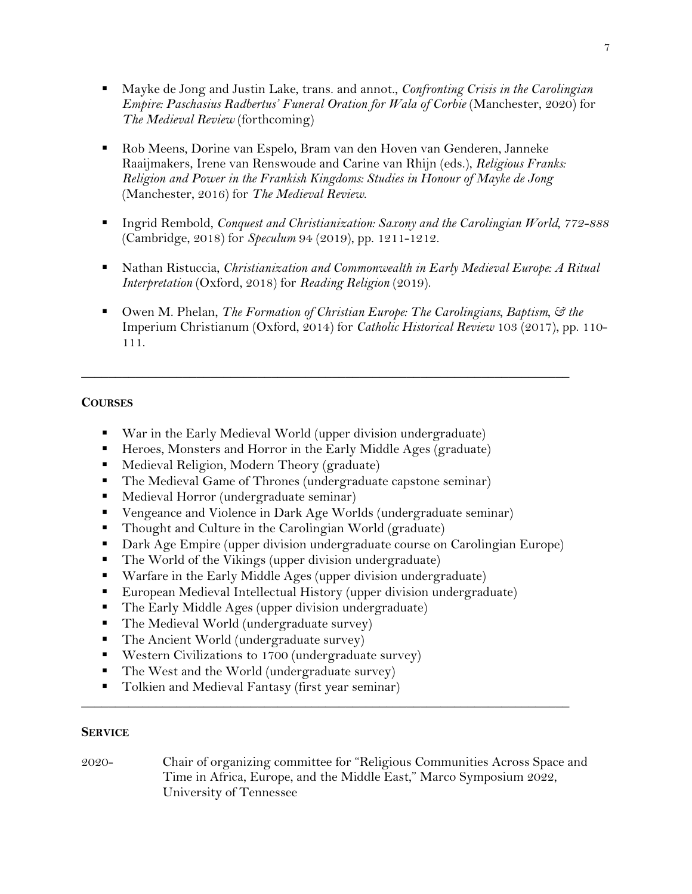- Mayke de Jong and Justin Lake, trans. and annot., *Confronting Crisis in the Carolingian Empire: Paschasius Radbertus' Funeral Oration for Wala of Corbie* (Manchester, 2020) for *The Medieval Review* (forthcoming)

- Rob Meens, Dorine van Espelo, Bram van den Hoven van Genderen, Janneke Raaijmakers, Irene van Renswoude and Carine van Rhijn (eds.), *Religious Franks: Religion and Power in the Frankish Kingdoms: Studies in Honour of Mayke de Jong* (Manchester, 2016) for *The Medieval Review.*

- Ingrid Rembold, *Conquest and Christianization: Saxony and the Carolingian World, 772-888* (Cambridge, 2018) for *Speculum* 94 (2019), pp. 1211-1212.

- Nathan Ristuccia, *Christianization and Commonwealth in Early Medieval Europe: A Ritual Interpretation* (Oxford, 2018) for *Reading Religion* (2019).

- Owen M. Phelan, *The Formation of Christian Europe: The Carolingians, Baptism, & the* Imperium Christianum (Oxford, 2014) for *Catholic Historical Review* 103 (2017), pp. 110-111.

---

## COURSES

- War in the Early Medieval World (upper division undergraduate)
- Heroes, Monsters and Horror in the Early Middle Ages (graduate)
- Medieval Religion, Modern Theory (graduate)
- The Medieval Game of Thrones (undergraduate capstone seminar)
- Medieval Horror (undergraduate seminar)
- Vengeance and Violence in Dark Age Worlds (undergraduate seminar)
- Thought and Culture in the Carolingian World (graduate)
- Dark Age Empire (upper division undergraduate course on Carolingian Europe)
- The World of the Vikings (upper division undergraduate)
- Warfare in the Early Middle Ages (upper division undergraduate)
- European Medieval Intellectual History (upper division undergraduate)
- The Early Middle Ages (upper division undergraduate)
- The Medieval World (undergraduate survey)
- The Ancient World (undergraduate survey)
- Western Civilizations to 1700 (undergraduate survey)
- The West and the World (undergraduate survey)
- Tolkien and Medieval Fantasy (first year seminar)

---

## SERVICE

2020- Chair of organizing committee for "Religious Communities Across Space and Time in Africa, Europe, and the Middle East," Marco Symposium 2022, University of Tennessee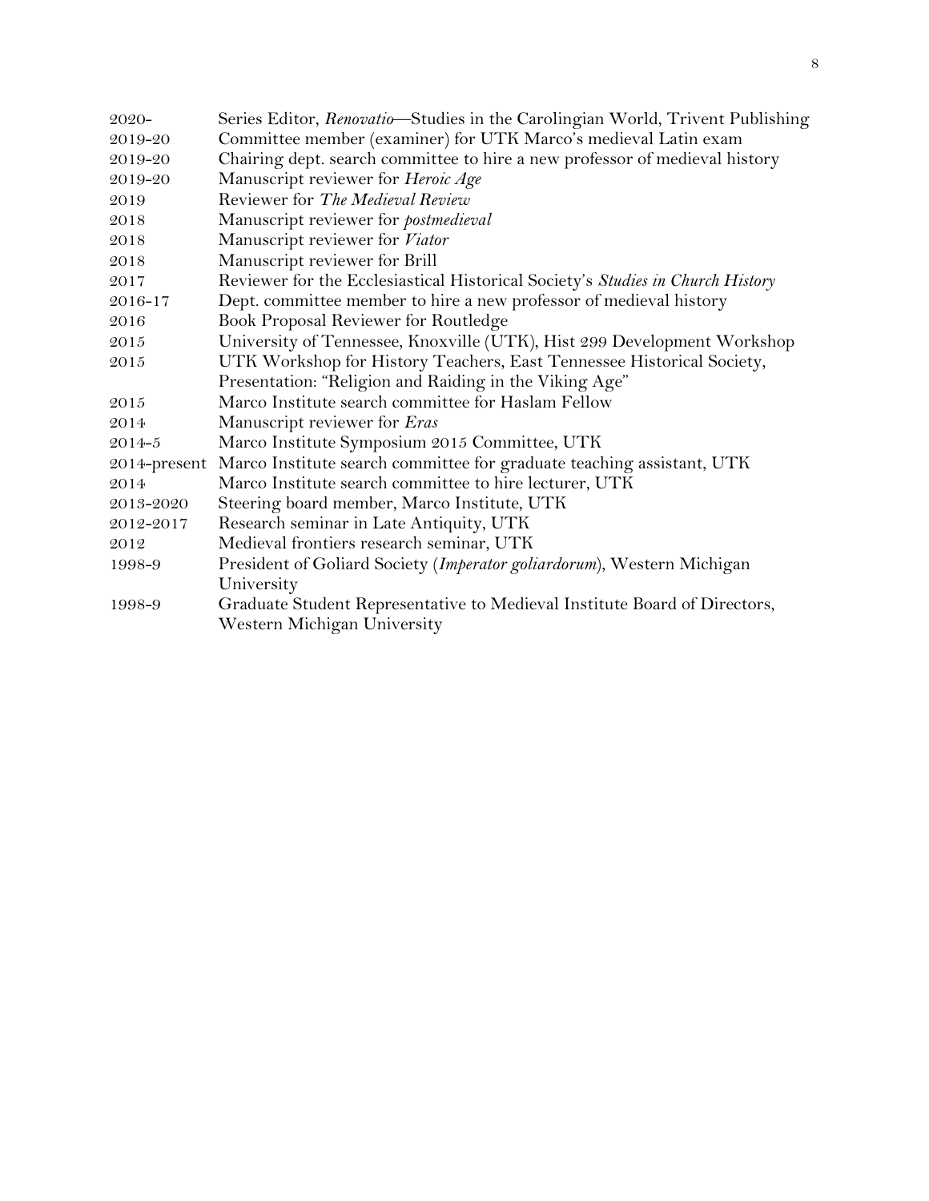| | |
|---|---|
| 2020- | Series Editor, *Renovatio*—Studies in the Carolingian World, Trivent Publishing |
| 2019-20 | Committee member (examiner) for UTK Marco's medieval Latin exam |
| 2019-20 | Chairing dept. search committee to hire a new professor of medieval history |
| 2019-20 | Manuscript reviewer for *Heroic Age* |
| 2019 | Reviewer for *The Medieval Review* |
| 2018 | Manuscript reviewer for *postmedieval* |
| 2018 | Manuscript reviewer for *Viator* |
| 2018 | Manuscript reviewer for Brill |
| 2017 | Reviewer for the Ecclesiastical Historical Society's *Studies in Church History* |
| 2016-17 | Dept. committee member to hire a new professor of medieval history |
| 2016 | Book Proposal Reviewer for Routledge |
| 2015 | University of Tennessee, Knoxville (UTK), Hist 299 Development Workshop |
| 2015 | UTK Workshop for History Teachers, East Tennessee Historical Society, Presentation: "Religion and Raiding in the Viking Age" |
| 2015 | Marco Institute search committee for Haslam Fellow |
| 2014 | Manuscript reviewer for *Eras* |
| 2014-5 | Marco Institute Symposium 2015 Committee, UTK |
| 2014-present | Marco Institute search committee for graduate teaching assistant, UTK |
| 2014 | Marco Institute search committee to hire lecturer, UTK |
| 2013-2020 | Steering board member, Marco Institute, UTK |
| 2012-2017 | Research seminar in Late Antiquity, UTK |
| 2012 | Medieval frontiers research seminar, UTK |
| 1998-9 | President of Goliard Society (*Imperator goliardorum*), Western Michigan University |
| 1998-9 | Graduate Student Representative to Medieval Institute Board of Directors, Western Michigan University |